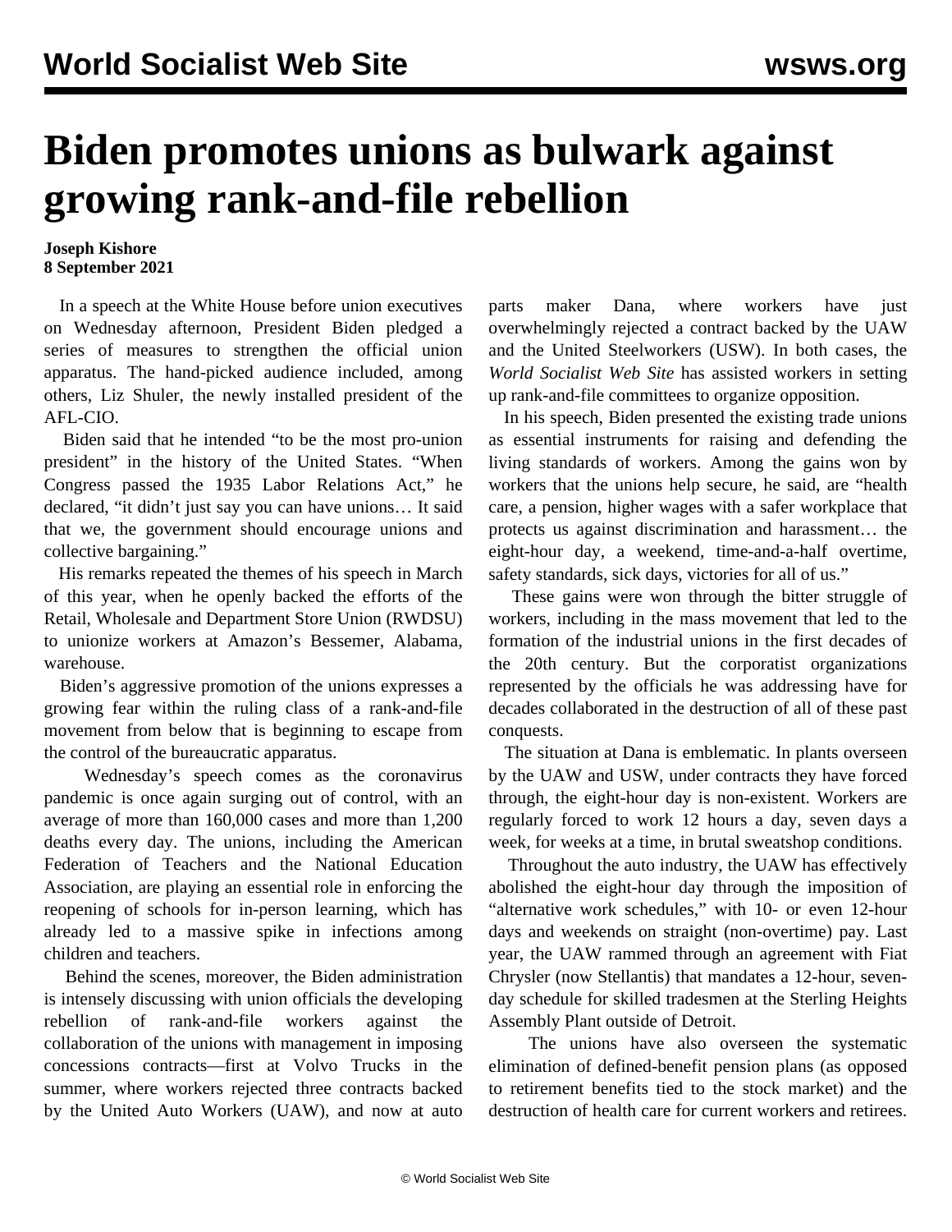# Biden promotes unions as bulwark against growing rank-and-file rebellion

**Joseph Kishore**
**8 September 2021**

In a speech at the White House before union executives on Wednesday afternoon, President Biden pledged a series of measures to strengthen the official union apparatus. The hand-picked audience included, among others, Liz Shuler, the newly installed president of the AFL-CIO.

Biden said that he intended "to be the most pro-union president" in the history of the United States. "When Congress passed the 1935 Labor Relations Act," he declared, "it didn't just say you can have unions… It said that we, the government should encourage unions and collective bargaining."

His remarks repeated the themes of his speech in March of this year, when he openly backed the efforts of the Retail, Wholesale and Department Store Union (RWDSU) to unionize workers at Amazon's Bessemer, Alabama, warehouse.

Biden's aggressive promotion of the unions expresses a growing fear within the ruling class of a rank-and-file movement from below that is beginning to escape from the control of the bureaucratic apparatus.

Wednesday's speech comes as the coronavirus pandemic is once again surging out of control, with an average of more than 160,000 cases and more than 1,200 deaths every day. The unions, including the American Federation of Teachers and the National Education Association, are playing an essential role in enforcing the reopening of schools for in-person learning, which has already led to a massive spike in infections among children and teachers.

Behind the scenes, moreover, the Biden administration is intensely discussing with union officials the developing rebellion of rank-and-file workers against the collaboration of the unions with management in imposing concessions contracts—first at Volvo Trucks in the summer, where workers rejected three contracts backed by the United Auto Workers (UAW), and now at auto parts maker Dana, where workers have just overwhelmingly rejected a contract backed by the UAW and the United Steelworkers (USW). In both cases, the *World Socialist Web Site* has assisted workers in setting up rank-and-file committees to organize opposition.

In his speech, Biden presented the existing trade unions as essential instruments for raising and defending the living standards of workers. Among the gains won by workers that the unions help secure, he said, are "health care, a pension, higher wages with a safer workplace that protects us against discrimination and harassment… the eight-hour day, a weekend, time-and-a-half overtime, safety standards, sick days, victories for all of us."

These gains were won through the bitter struggle of workers, including in the mass movement that led to the formation of the industrial unions in the first decades of the 20th century. But the corporatist organizations represented by the officials he was addressing have for decades collaborated in the destruction of all of these past conquests.

The situation at Dana is emblematic. In plants overseen by the UAW and USW, under contracts they have forced through, the eight-hour day is non-existent. Workers are regularly forced to work 12 hours a day, seven days a week, for weeks at a time, in brutal sweatshop conditions.

Throughout the auto industry, the UAW has effectively abolished the eight-hour day through the imposition of "alternative work schedules," with 10- or even 12-hour days and weekends on straight (non-overtime) pay. Last year, the UAW rammed through an agreement with Fiat Chrysler (now Stellantis) that mandates a 12-hour, seven-day schedule for skilled tradesmen at the Sterling Heights Assembly Plant outside of Detroit.

The unions have also overseen the systematic elimination of defined-benefit pension plans (as opposed to retirement benefits tied to the stock market) and the destruction of health care for current workers and retirees.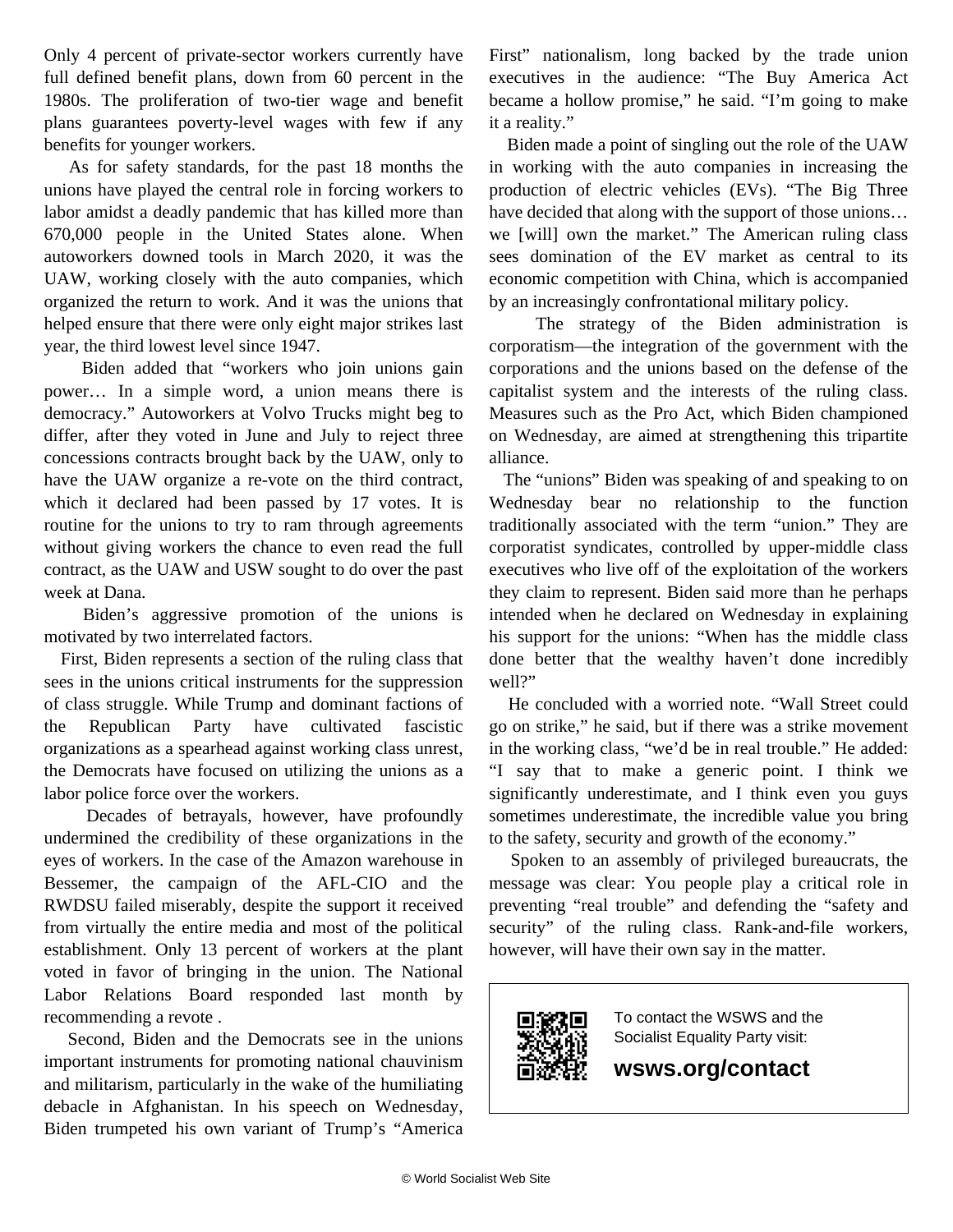Only 4 percent of private-sector workers currently have full defined benefit plans, down from 60 percent in the 1980s. The proliferation of two-tier wage and benefit plans guarantees poverty-level wages with few if any benefits for younger workers.

As for safety standards, for the past 18 months the unions have played the central role in forcing workers to labor amidst a deadly pandemic that has killed more than 670,000 people in the United States alone. When autoworkers downed tools in March 2020, it was the UAW, working closely with the auto companies, which organized the return to work. And it was the unions that helped ensure that there were only eight major strikes last year, the third lowest level since 1947.

Biden added that "workers who join unions gain power… In a simple word, a union means there is democracy." Autoworkers at Volvo Trucks might beg to differ, after they voted in June and July to reject three concessions contracts brought back by the UAW, only to have the UAW organize a re-vote on the third contract, which it declared had been passed by 17 votes. It is routine for the unions to try to ram through agreements without giving workers the chance to even read the full contract, as the UAW and USW sought to do over the past week at Dana.

Biden's aggressive promotion of the unions is motivated by two interrelated factors.

First, Biden represents a section of the ruling class that sees in the unions critical instruments for the suppression of class struggle. While Trump and dominant factions of the Republican Party have cultivated fascistic organizations as a spearhead against working class unrest, the Democrats have focused on utilizing the unions as a labor police force over the workers.

Decades of betrayals, however, have profoundly undermined the credibility of these organizations in the eyes of workers. In the case of the Amazon warehouse in Bessemer, the campaign of the AFL-CIO and the RWDSU failed miserably, despite the support it received from virtually the entire media and most of the political establishment. Only 13 percent of workers at the plant voted in favor of bringing in the union. The National Labor Relations Board responded last month by recommending a revote .

Second, Biden and the Democrats see in the unions important instruments for promoting national chauvinism and militarism, particularly in the wake of the humiliating debacle in Afghanistan. In his speech on Wednesday, Biden trumpeted his own variant of Trump's "America First" nationalism, long backed by the trade union executives in the audience: "The Buy America Act became a hollow promise," he said. "I'm going to make it a reality."

Biden made a point of singling out the role of the UAW in working with the auto companies in increasing the production of electric vehicles (EVs). "The Big Three have decided that along with the support of those unions… we [will] own the market." The American ruling class sees domination of the EV market as central to its economic competition with China, which is accompanied by an increasingly confrontational military policy.

The strategy of the Biden administration is corporatism—the integration of the government with the corporations and the unions based on the defense of the capitalist system and the interests of the ruling class. Measures such as the Pro Act, which Biden championed on Wednesday, are aimed at strengthening this tripartite alliance.

The "unions" Biden was speaking of and speaking to on Wednesday bear no relationship to the function traditionally associated with the term "union." They are corporatist syndicates, controlled by upper-middle class executives who live off of the exploitation of the workers they claim to represent. Biden said more than he perhaps intended when he declared on Wednesday in explaining his support for the unions: "When has the middle class done better that the wealthy haven't done incredibly well?"

He concluded with a worried note. "Wall Street could go on strike," he said, but if there was a strike movement in the working class, "we'd be in real trouble." He added: "I say that to make a generic point. I think we significantly underestimate, and I think even you guys sometimes underestimate, the incredible value you bring to the safety, security and growth of the economy."

Spoken to an assembly of privileged bureaucrats, the message was clear: You people play a critical role in preventing "real trouble" and defending the "safety and security" of the ruling class. Rank-and-file workers, however, will have their own say in the matter.

To contact the WSWS and the Socialist Equality Party visit:

**wsws.org/contact**